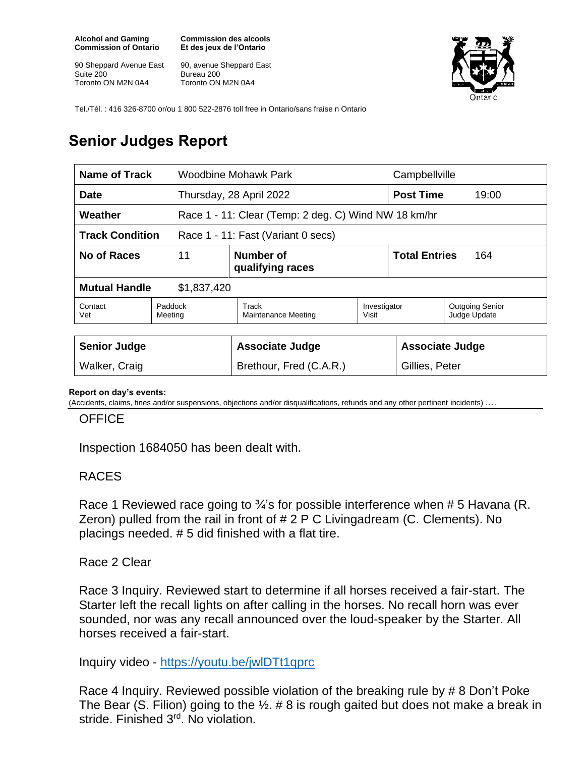**Alcohol and Gaming Commission of Ontario**

90 Sheppard Avenue East
Suite 200
Toronto ON M2N 0A4

**Commission des alcools Et des jeux de l'Ontario**

90, avenue Sheppard East
Bureau 200
Toronto ON M2N 0A4

Tel./Tél. : 416 326-8700 or/ou 1 800 522-2876 toll free in Ontario/sans fraise n Ontario

# Senior Judges Report

| **Name of Track** | Woodbine Mohawk Park | | Campbellville | |
|---|---|---|---|---|
| **Date** | Thursday, 28 April 2022 | | **Post Time** | 19:00 |
| **Weather** | Race 1 - 11: Clear (Temp: 2 deg. C) Wind NW 18 km/hr | | | |
| **Track Condition** | Race 1 - 11: Fast (Variant 0 secs) | | | |
| **No of Races** | 11 | **Number of qualifying races** | **Total Entries** | 164 |
| **Mutual Handle** | $1,837,420 | | | |

| Contact Vet | Paddock Meeting | Track Maintenance Meeting | Investigator Visit | Outgoing Senior Judge Update |
|---|---|---|---|---|

| **Senior Judge** | **Associate Judge** | **Associate Judge** |
|---|---|---|
| Walker, Craig | Brethour, Fred (C.A.R.) | Gillies, Peter |

**Report on day's events:**
(Accidents, claims, fines and/or suspensions, objections and/or disqualifications, refunds and any other pertinent incidents) ….

OFFICE

Inspection 1684050 has been dealt with.

RACES

Race 1 Reviewed race going to ¾'s for possible interference when # 5 Havana (R. Zeron) pulled from the rail in front of # 2 P C Livingadream (C. Clements). No placings needed. # 5 did finished with a flat tire.

Race 2 Clear

Race 3 Inquiry. Reviewed start to determine if all horses received a fair-start. The Starter left the recall lights on after calling in the horses. No recall horn was ever sounded, nor was any recall announced over the loud-speaker by the Starter. All horses received a fair-start.

Inquiry video - https://youtu.be/jwlDTt1qprc

Race 4 Inquiry. Reviewed possible violation of the breaking rule by # 8 Don't Poke The Bear (S. Filion) going to the ½. # 8 is rough gaited but does not make a break in stride. Finished 3rd. No violation.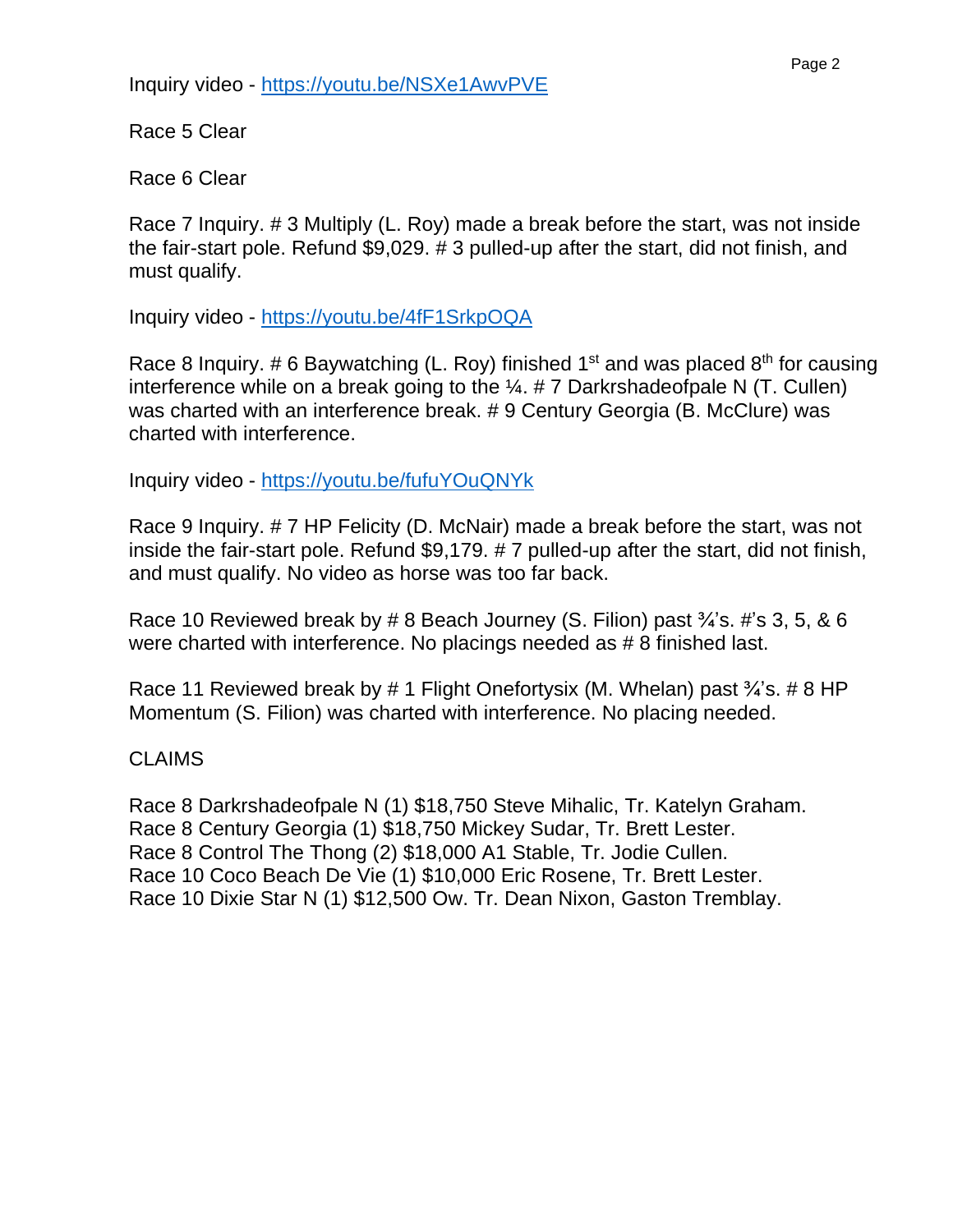Inquiry video - https://youtu.be/NSXe1AwvPVE

Race 5 Clear

Race 6 Clear

Race 7 Inquiry. # 3 Multiply (L. Roy) made a break before the start, was not inside the fair-start pole. Refund $9,029. # 3 pulled-up after the start, did not finish, and must qualify.

Inquiry video - https://youtu.be/4fF1SrkpOQA

Race 8 Inquiry. # 6 Baywatching (L. Roy) finished 1st and was placed 8th for causing interference while on a break going to the ¼. # 7 Darkrshadeofpale N (T. Cullen) was charted with an interference break. # 9 Century Georgia (B. McClure) was charted with interference.

Inquiry video - https://youtu.be/fufuYOuQNYk

Race 9 Inquiry. # 7 HP Felicity (D. McNair) made a break before the start, was not inside the fair-start pole. Refund $9,179. # 7 pulled-up after the start, did not finish, and must qualify. No video as horse was too far back.

Race 10 Reviewed break by # 8 Beach Journey (S. Filion) past ¾'s. #'s 3, 5, & 6 were charted with interference. No placings needed as # 8 finished last.

Race 11 Reviewed break by # 1 Flight Onefortysix (M. Whelan) past ¾'s. # 8 HP Momentum (S. Filion) was charted with interference. No placing needed.

CLAIMS

Race 8 Darkrshadeofpale N (1) $18,750 Steve Mihalic, Tr. Katelyn Graham.
Race 8 Century Georgia (1) $18,750 Mickey Sudar, Tr. Brett Lester.
Race 8 Control The Thong (2) $18,000 A1 Stable, Tr. Jodie Cullen.
Race 10 Coco Beach De Vie (1) $10,000 Eric Rosene, Tr. Brett Lester.
Race 10 Dixie Star N (1) $12,500 Ow. Tr. Dean Nixon, Gaston Tremblay.